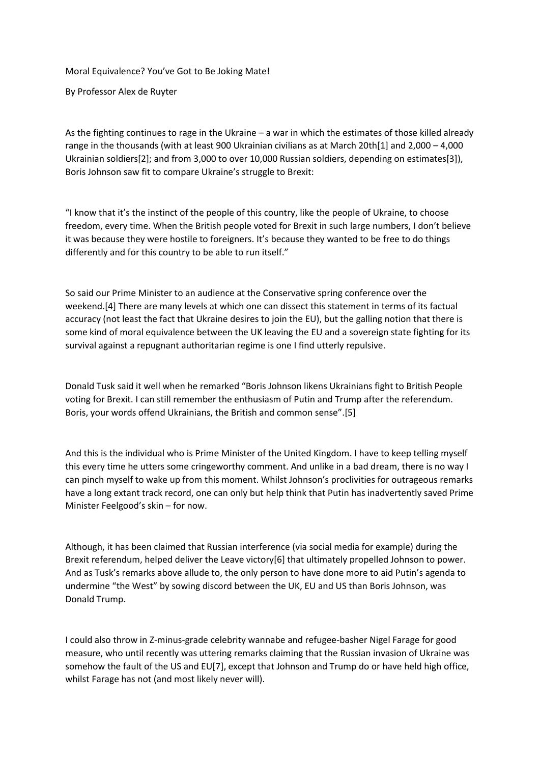# Moral Equivalence? You've Got to Be Joking Mate!

By Professor Alex de Ruyter

As the fighting continues to rage in the Ukraine – a war in which the estimates of those killed already range in the thousands (with at least 900 Ukrainian civilians as at March 20th[1] and 2,000 – 4,000 Ukrainian soldiers[2]; and from 3,000 to over 10,000 Russian soldiers, depending on estimates[3]), Boris Johnson saw fit to compare Ukraine's struggle to Brexit:

"I know that it's the instinct of the people of this country, like the people of Ukraine, to choose freedom, every time. When the British people voted for Brexit in such large numbers, I don't believe it was because they were hostile to foreigners. It's because they wanted to be free to do things differently and for this country to be able to run itself."

So said our Prime Minister to an audience at the Conservative spring conference over the weekend.[4] There are many levels at which one can dissect this statement in terms of its factual accuracy (not least the fact that Ukraine desires to join the EU), but the galling notion that there is some kind of moral equivalence between the UK leaving the EU and a sovereign state fighting for its survival against a repugnant authoritarian regime is one I find utterly repulsive.

Donald Tusk said it well when he remarked "Boris Johnson likens Ukrainians fight to British People voting for Brexit. I can still remember the enthusiasm of Putin and Trump after the referendum. Boris, your words offend Ukrainians, the British and common sense".[5]

And this is the individual who is Prime Minister of the United Kingdom. I have to keep telling myself this every time he utters some cringeworthy comment. And unlike in a bad dream, there is no way I can pinch myself to wake up from this moment. Whilst Johnson's proclivities for outrageous remarks have a long extant track record, one can only but help think that Putin has inadvertently saved Prime Minister Feelgood's skin – for now.

Although, it has been claimed that Russian interference (via social media for example) during the Brexit referendum, helped deliver the Leave victory[6] that ultimately propelled Johnson to power. And as Tusk's remarks above allude to, the only person to have done more to aid Putin's agenda to undermine "the West" by sowing discord between the UK, EU and US than Boris Johnson, was Donald Trump.

I could also throw in Z-minus-grade celebrity wannabe and refugee-basher Nigel Farage for good measure, who until recently was uttering remarks claiming that the Russian invasion of Ukraine was somehow the fault of the US and EU[7], except that Johnson and Trump do or have held high office, whilst Farage has not (and most likely never will).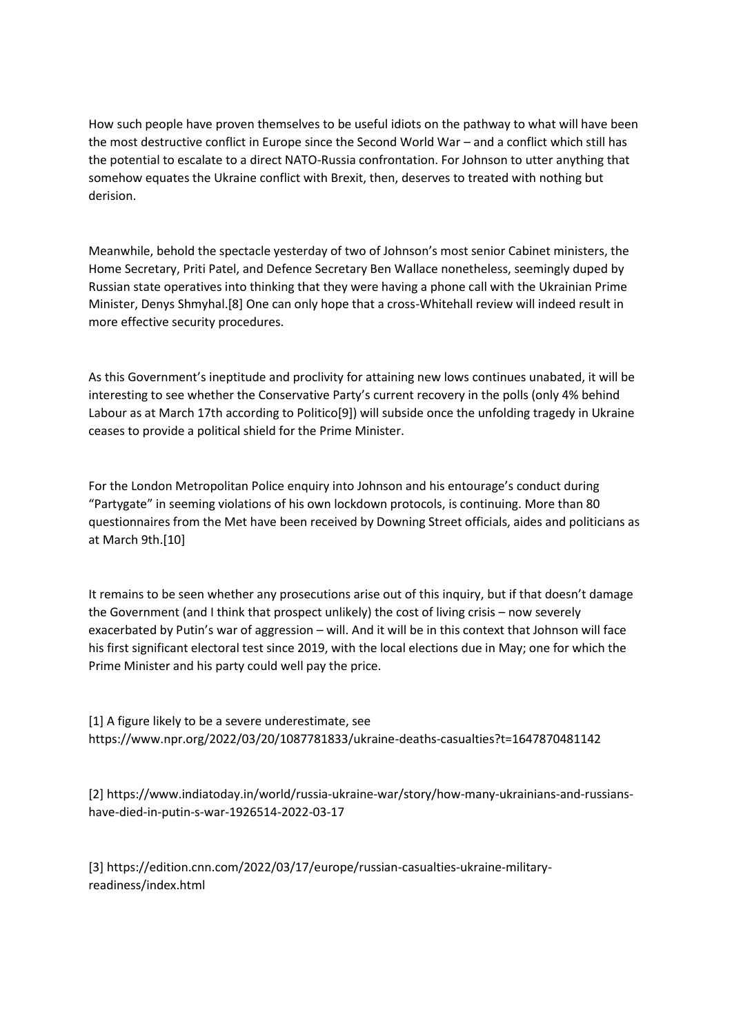How such people have proven themselves to be useful idiots on the pathway to what will have been the most destructive conflict in Europe since the Second World War – and a conflict which still has the potential to escalate to a direct NATO-Russia confrontation. For Johnson to utter anything that somehow equates the Ukraine conflict with Brexit, then, deserves to treated with nothing but derision.

Meanwhile, behold the spectacle yesterday of two of Johnson's most senior Cabinet ministers, the Home Secretary, Priti Patel, and Defence Secretary Ben Wallace nonetheless, seemingly duped by Russian state operatives into thinking that they were having a phone call with the Ukrainian Prime Minister, Denys Shmyhal.[8] One can only hope that a cross-Whitehall review will indeed result in more effective security procedures.

As this Government's ineptitude and proclivity for attaining new lows continues unabated, it will be interesting to see whether the Conservative Party's current recovery in the polls (only 4% behind Labour as at March 17th according to Politico[9]) will subside once the unfolding tragedy in Ukraine ceases to provide a political shield for the Prime Minister.

For the London Metropolitan Police enquiry into Johnson and his entourage's conduct during "Partygate" in seeming violations of his own lockdown protocols, is continuing. More than 80 questionnaires from the Met have been received by Downing Street officials, aides and politicians as at March 9th.[10]

It remains to be seen whether any prosecutions arise out of this inquiry, but if that doesn't damage the Government (and I think that prospect unlikely) the cost of living crisis – now severely exacerbated by Putin's war of aggression – will. And it will be in this context that Johnson will face his first significant electoral test since 2019, with the local elections due in May; one for which the Prime Minister and his party could well pay the price.

[1] A figure likely to be a severe underestimate, see https://www.npr.org/2022/03/20/1087781833/ukraine-deaths-casualties?t=1647870481142

[2] https://www.indiatoday.in/world/russia-ukraine-war/story/how-many-ukrainians-and-russians-have-died-in-putin-s-war-1926514-2022-03-17

[3] https://edition.cnn.com/2022/03/17/europe/russian-casualties-ukraine-military-readiness/index.html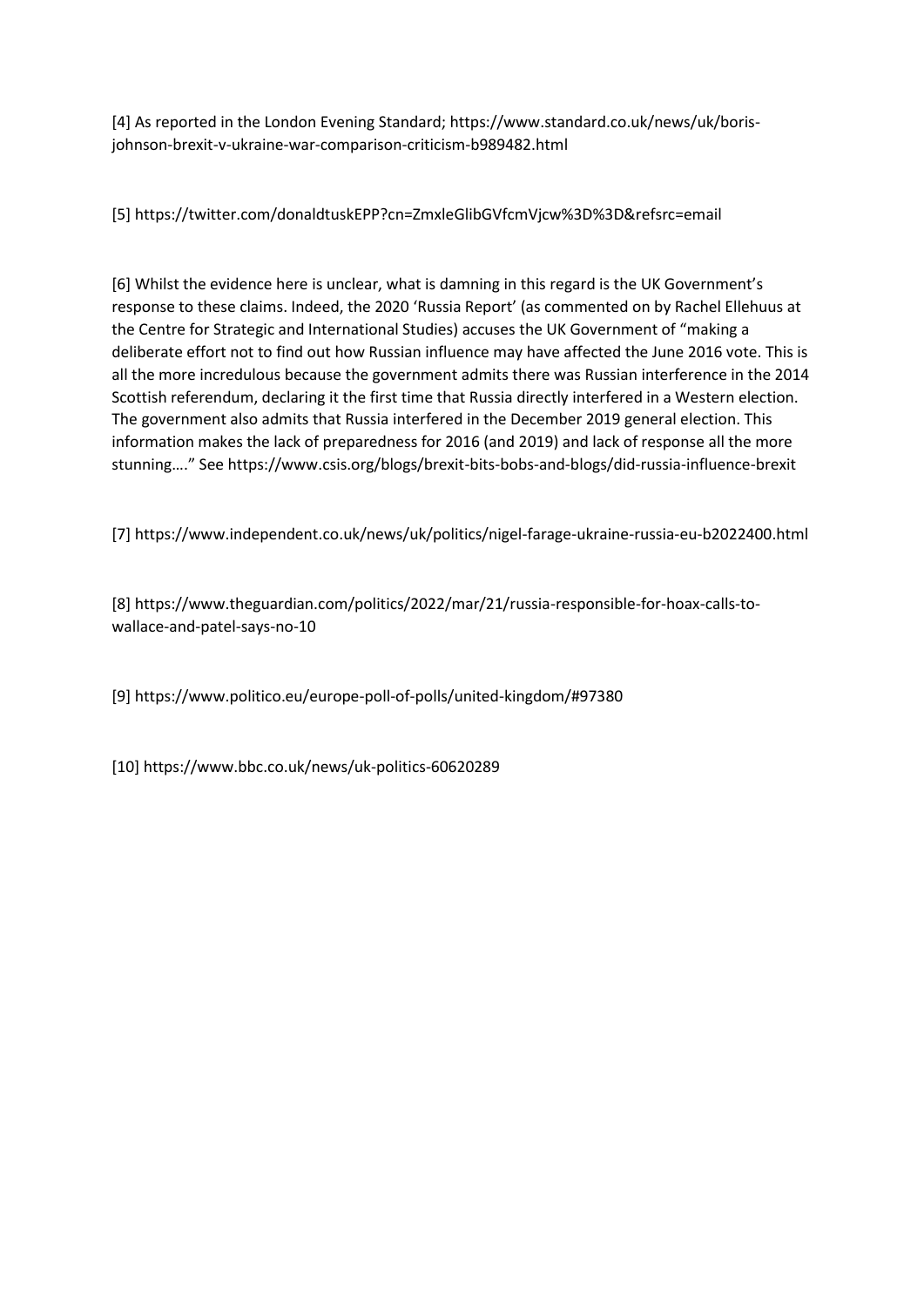[4] As reported in the London Evening Standard; https://www.standard.co.uk/news/uk/boris-johnson-brexit-v-ukraine-war-comparison-criticism-b989482.html

[5] https://twitter.com/donaldtuskEPP?cn=ZmxleGlibGVfcmVjcw%3D%3D&refsrc=email

[6] Whilst the evidence here is unclear, what is damning in this regard is the UK Government's response to these claims. Indeed, the 2020 'Russia Report' (as commented on by Rachel Ellehuus at the Centre for Strategic and International Studies) accuses the UK Government of "making a deliberate effort not to find out how Russian influence may have affected the June 2016 vote. This is all the more incredulous because the government admits there was Russian interference in the 2014 Scottish referendum, declaring it the first time that Russia directly interfered in a Western election. The government also admits that Russia interfered in the December 2019 general election. This information makes the lack of preparedness for 2016 (and 2019) and lack of response all the more stunning…." See https://www.csis.org/blogs/brexit-bits-bobs-and-blogs/did-russia-influence-brexit

[7] https://www.independent.co.uk/news/uk/politics/nigel-farage-ukraine-russia-eu-b2022400.html

[8] https://www.theguardian.com/politics/2022/mar/21/russia-responsible-for-hoax-calls-to-wallace-and-patel-says-no-10

[9] https://www.politico.eu/europe-poll-of-polls/united-kingdom/#97380

[10] https://www.bbc.co.uk/news/uk-politics-60620289